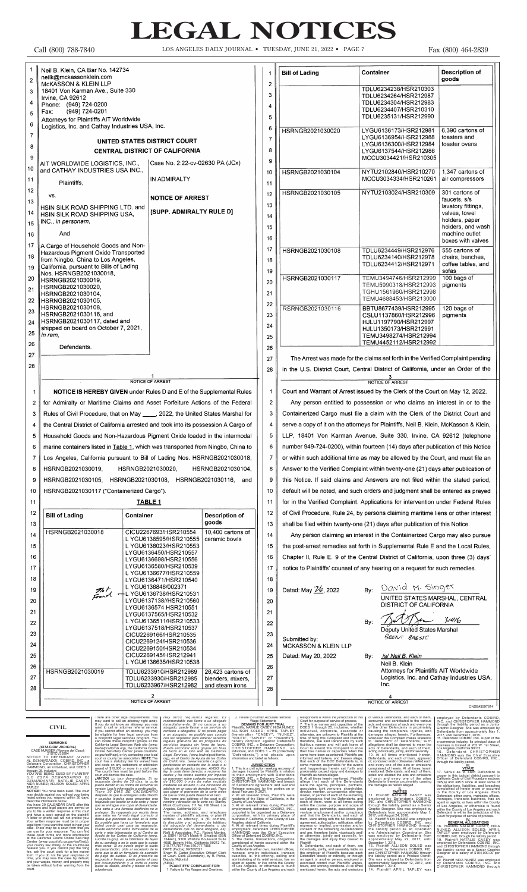# LEGAL NOTICES

Neil B. Klein, CA Bar No. 142734
neilk@mckassonklein.com
McKASSON & KLEIN LLP
18401 Von Karman Ave., Suite 330
Irvine, CA 92612
Phone: (949) 724-0200
Fax: (949) 724-0201
Attorneys for Plaintiffs AIT Worldwide Logistics, Inc. and Cathay Industries USA, Inc.

**UNITED STATES DISTRICT COURT**

**CENTRAL DISTRICT OF CALIFORNIA**

AIT WORLDWIDE LOGISTICS, INC., and CATHAY INDUSTRIES USA INC.,

Plaintiffs,

vs.

HSIN SILK ROAD SHIPPING LTD. and HSIN SILK ROAD SHIPPING USA, INC., *in personam*,

And

A Cargo of Household Goods and Non-Hazardous Pigment Oxide Transported from Ningbo, China to Los Angeles, California, pursuant to Bills of Lading Nos. HSRNGB2021030018, HSRNGB2021030019, HSRNGB2021030020, HSRNGB2021030104, HSRNGB2021030105, HSRNGB2021030108, HSRNGB2021030116, and HSRNGB2021030117, dated and shipped on board on October 7, 2021, *in rem*,

Defendants.

Case No. 2:22-cv-02630 PA (JCx)

IN ADMIRALTY

**NOTICE OF ARREST**

**[SUPP. ADMIRALTY RULE D]**

**NOTICE IS HEREBY GIVEN** under Rules D and E of the Supplemental Rules for Admiralty or Maritime Claims and Asset Forfeiture Actions of the Federal Rules of Civil Procedure, that on May ____, 2022, the United States Marshal for the Central District of California arrested and took into its possession A Cargo of Household Goods and Non-Hazardous Pigment Oxide loaded in the intermodal marine containers listed in Table 1, which was transported from Ningbo, China to Los Angeles, California pursuant to Bill of Lading Nos. HSRNGB2021030018, HSRNGB2021030019, HSRNGB2021030020, HSRNGB2021030104, HSRNGB2021030105, HSRNGB2021030108, HSRNGB2021030116, and HSRNGB2021030117 ("Containerized Cargo").

**TABLE 1**

| Bill of Lading | Container | Description of goods |
|---|---|---|
| HSRNGB2021030018 | CICU2267693/HSR210554<br>LYGU6136595/HSR210555<br>LYGU6136023/HSR210553<br>LYGU6136450/HSR210557<br>LYGU6136698/HSR210556<br>LYGU6136580/HSR210539<br>LYGU6136677/HSR210559<br>LYGU6136471/HSR210540<br>LYGU6138846/002371<br>LYGU6136738/HSR210531<br>LYGU6137138/HSR210560<br>LYGU6136574 HSR210551<br>LYGU6137565/HSR210532<br>LYGU6136511/HSR210533<br>LYGU6137518/HSR210537<br>CICU2269166/HSR210535<br>CICU2269124/HSR210536<br>CICU2269150/HSR210534<br>CICU2269145/HSR212941<br>LYGU6136635/HSR210538 | 10,400 cartons of ceramic bowls |
| HSRNGB2021030019 | TDLU6233910/HSR212989<br>TDLU6233930/HSR212985<br>TDLU6233967/HSR212982<br>TDLU6234238/HSR210303<br>TDLU6234264/HSR212987<br>TDLU6234304/HSR212983<br>TDLU6234407/HSR210310<br>TDLU6235131/HSR212990 | 26,423 cartons of blenders, mixers, and steam irons |
| HSRNGB2021030020 | LYGU6136173/HSR212981<br>LYGU6136954/HSR212988<br>LYGU6136300/HSR212984<br>LYGU6137544/HSR212986<br>MCCU3034421/HSR210305 | 6,390 cartons of toasters and toaster ovens |
| HSRNGB2021030104 | NYTU2102840/HSR210270<br>MCCU3034334/HSR210261 | 1,347 cartons of air compressors |
| HSRNGB2021030105 | NYTU2103024/HSR210309 | 301 cartons of faucets, s/s lavatory fittings, valves, towel holders, paper holders, and wash machine outlet boxes with valves |
| HSRNGB2021030108 | TDLU6234449/HSR212976<br>TDLU6234140/HSR212978<br>TDLU6234412/HSR212971 | 555 cartons of chairs, benches, coffee tables, and sofas |
| HSRNGB2021030117 | TEMU3494746/HSR212999<br>TEMU5990318/HSR212993<br>TGHU1561960/HSR212998<br>TEMU4688453/HSR213000 | 100 bags of pigments |
| RSRNGB2021030116 | BBTU8677439/HSR212995<br>CSLU1137860/HSR212996<br>HJLU1197790/HSR212997<br>HJLU1350173/HSR212991<br>TEMU3498274/HSR212994<br>TEMU4452112/HSR212992 | 120 bags of pigments |

The Arrest was made for the claims set forth in the Verified Complaint pending in the U.S. District Court, Central District of California, under an Order of the Court and Warrant of Arrest issued by the Clerk of the Court on May 12, 2022.

Any person entitled to possession or who claims an interest in or to the Containerized Cargo must file a claim with the Clerk of the District Court and serve a copy of it on the attorneys for Plaintiffs, Neil B. Klein, McKasson & Klein, LLP, 18401 Von Karman Avenue, Suite 330, Irvine, CA 92612 (telephone number 949-724-0200), within fourteen (14) days after publication of this Notice or within such additional time as may be allowed by the Court, and must file an Answer to the Verified Complaint within twenty-one (21) days after publication of this Notice. If such Claims and Answers are not filed within the stated period, default will be noted, and such orders and judgment shall be entered as prayed for in the Verified Complaint. Applications for intervention under Federal Rules of Civil Procedure, Rule 24, by persons claiming maritime liens or other interest shall be filed within twenty-one (21) days after publication of this Notice.

Any person claiming an interest in the Containerized Cargo may also pursue the post-arrest remedies set forth in Supplemental Rule E and the Local Rules, Chapter II, Rule E. 9 of the Central District of California, upon three (3) days' notice to Plaintiffs' counsel of any hearing on a request for such remedies.

Dated: May 26, 2022

By: David M. Singer
UNITED STATES MARSHAL, CENTRAL DISTRICT OF CALIFORNIA

By: [signature] 3416
Deputy United States Marshal
BRENT BAGSIC

Submitted by:
MCKASSON & KLEIN LLP

Dated: May 20, 2022

By: /s/ *Neil B. Klein*
Neil B. Klein
Attorneys for Plaintiffs AIT Worldwide Logistics, Inc. and Cathay Industries USA, Inc.

CNS#3597814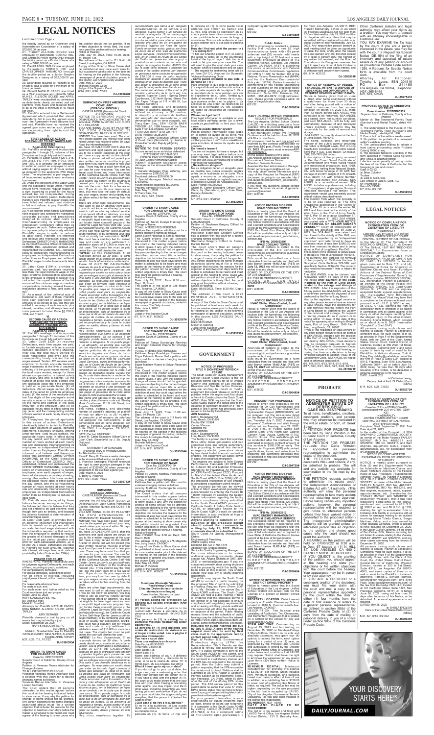# LEGAL NOTICES

Continued from Page 7

the liability period as an Operation and Administration Coordinator at a salary of $72,000.00 per year.

21. Plaintiff ALLISON SOLED was employed by Defendants COBIND, INC. and CHRISTOPHER HAMMOND through the liability period as a Product Owner at a salary of $165,000.00 per year.

22. Plaintiff APRIL TAPLEY was employed by Defendants COBIND, INC. and CHRISTOPHER HAMMOND through the liability period as a Lead Product Designer at a salary of $82,000.00 per year.

23. Defendants required all Plaintiffs to be paid in a wage, as a minimum of 40 hours and overtime.

24. Plaintiff NATALIE CASEY was hired as a W-2 employee and plaintiffs NIDA NUNEZ, ALLISON SOLED and APRIL TAPLEY were misclassified as contractors as defined by the Defendants despite plaintiffs' work hours and required them to be in the office a minimum of 40 hours per week.

25. Plaintiffs entered into a Settlement Agreement which provided that should defendants fail to pay the agreed upon sum, the Agreement would become null and void. Plaintiffs have not received the agreed upon sums and as such, plaintiffs are exercising their right to void the agreement.

**V.**

**FIRST CAUSE OF ACTION FOR FAILURE TO PAY WAGES AND OVERTIME (Against All Defendants.)**

26. Plaintiffs re-allege and incorporate paragraphs 1 through 25, inclusive of this Complaint as though fully set forth herein.

27. Pursuant to Labor Code Sections 216, 218.5, 510, 1174, 1194, 1194.2, 1197, and 1198, it is unlawful for an employer to suffer or permit an employee to work without paying wages for all hours worked as required by the applicable IWC Wage Order. The requirement to pay wages for all hours worked also applies to overtime hours worked.

28. Under the provisions of the Labor Code and the applicable Wage Order, Plaintiffs should have received regular wages in a sum according to proof for the hours worked, but not compensated, during the relevant liability period Defendants therefore owe Plaintiffs regular wages and have failed and refused, and continue to fail and refuse, to pay Plaintiffs the amounts owed.

29. At all relevant times herein, Defendants have regularly and consistently maintained corporate policies and procedures designed to reduce labor costs by misclassifying its employees as Independent Contractors rather than as Employees. As such, Defendants engaged in a corporate policy to intentionally withhold Plaintiffs' wages in order to reduce its labor costs. Plaintiffs are informed and believe and thereupon allege that Defendant CHRISTOPHER HAMMOND as the Chief Executive Officer of Defendant COBIND, INC., established, dictated and implemented the COBIND, INC.'s corporate policy to intentionally misclassify its employees as Independent Contractors rather than as Employees and withhold Plaintiffs' wages in order to reduce its labor costs.

30. Labor Code §1194(a) provides in pertinent part: "any employee receiving less than the legal minimum wage or the legal overtime compensation applicable to the employee is entitled to recover in a civil action the unpaid balance of the full amount of this minimum wage or overtime compensation, including interest thereon, reasonable attorney's fees, and costs of suit."

31. As a result of the unlawful acts of Defendants, and each of them, Plaintiffs have been deprived of wages owed in amounts to be proven at trial, and they are entitled to recovery of such amounts, plus interest and penalties thereon, attorneys' costs pursuant to Labor Code §§ 218.5, 1194, and 1194.2.

**VI.**

**SECOND CAUSE OF ACTION FOR FAILURE TO PROVIDE ACCURATE ITEMIZED WAGE STATEMENTS (Against All Defendants.)**

32. Plaintiffs re-allege and incorporate paragraphs 1 through 31, inclusive, of this Complaint as though fully set forth herein.

33. Labor Code §226 (a) requires Defendants, each time wages are paid, to furnish employees with an accurate itemized statement in writing showing, inter alia, the total hours worked by each employee and the corresponding hourly rate and the net wages earned. Section 226 requires each employer to furnish accurate itemized wage statements at the time of payment reflecting (1) the gross wages earned, (2) the total hours worked, except for those whose compensation is based solely on a salary and who is exempt, (3) the number of piece-rate units earned and any applicable piece-rate if the employee is paid on a piece-rate basis, (4) all deductions, (5) net wages earned, (6) the dates of the period for which the employee is paid, (7) the name of the employee and last four digits of his or her social security number or identification number, (8) the name and address of the legal entity that is the employer, and (9) all applicable hourly rates in effect during the pay period and the corresponding number of hours worked at each hourly rate by the employee.

34. Throughout the period applicable to this cause of action, Defendants intentionally failed to furnish Plaintiffs, upon each payment of wages, itemized statements accurately showing, among other matters: total hours worked, the applicable hourly rates in effect during the pay period, and the corresponding number of hours worked at each hourly rate and intentionally misclassifying its employees as Independent Contractors rather than as Employees. Plaintiffs are informed and believe and thereupon allege that Defendant CHRISTOPHER HAMMOND as the Chief Executive Officer of Defendant COBIND, INC., established, dictated and implemented the CHRISTOPHER HAMMOND, corporate policy of intentionally failing to furnish employees, upon each payment, itemized statements accurately showing, among other matters, total hours worked, the applicable hourly rates in effect during the pay period, and the corresponding number of hours worked at each hourly rate and intentionally misclassifying its employees as Independent Contractors rather than as Employees to reduce its labor costs.

35. Plaintiffs were damaged by these failures because, among other things, the failures led them to believe that they were not entitled to be paid overtime, even though they were so entitled, and because the failures hindered a determination of accurate wages owed.

36. Labor Code §226 (e) provides that if an employer knowingly and intentionally fails to furnish employees with an accurate itemized wage statement with the information required in that section, then the employee is entitled to recover the greater of all actual damages or $50 for the initial pay period violation and $100 for each subsequent violation, up to $4,000. As a result, Defendants are liable to Plaintiffs in the amount of $4,000.00 each, with interest, attorneys' fees, and costs as provided by Labor Code section 226(e).

**VII.**

**PRAYER FOR RELIEF**

WHEREFORE, Plaintiffs respectfully pray for judgment against Defendants, and each of them, according to proof, as follows:

For compensatory damages;

For special damages, according to proof;

For costs of suit incurred, including prejudgment interest, at the maximum legal rate;

For reasonable attorneys' fees;

For costs of suit; and

For such other and further relief as the Court may deem just and proper.

Dated: June 15, 2022

RAFII & ASSOCIATES, P.C.

By: David J. Rafii

Mateo H. Shekarl

Attorneys for Plaintiffs NATALIE CASEY; NIDA NUNEZ; ALLISON SOLED; APRIL TAPLEY

JURY DEMAND

Plaintiffs demand a trial by jury on all issues that may be tried by a jury.

Dated: September 29, 2021

RAFII & ASSOCIATES, P.C.

By: David J. Rafii

Mateo H. Shekarl, Attorneys for Plaintiffs NATALIE CASEY; NIDA NUNEZ; ALLISON SOLED; APRIL TAPLEY

6/21, 6/28, 7/5, 7/12/22

**DJ-3396395#**

**ORDER TO SHOW CAUSE FOR CHANGE OF NAME**

Case No. 22STCP02020

Superior Court of California, County of Los Angeles

Petition of: Vanessa Renee Atschuler for Change of Names

TO ALL INTERESTED PERSONS:

Petitioner: Vanessa Renee Atschuler filed a petition with this court for a decree changing names as follows:

Vanessa Renee Atschuler to Vanessa Louise Atschuler

The Court orders that all persons interested in this matter appear before this court at the hearing indicated below to show cause, if any, why the petition for change of name should not be granted. Any person objecting to the name changes described above must file a written objection that includes the reasons for the objection at least two court days before the matter is scheduled to be heard and must appear at the hearing to show cause why the petition should not be granted. If no written objection is timely filed, the court may grant the petition without a hearing.

Notice of Hearing:

Date: July 18, 2022, Time: 10:00, Dept.: 74, Room: 735

The address of the court is 111 North Hill Street, Los Angeles, CA 90012

A copy of this Order to Show Cause shall be published at least once each week for four successive weeks prior to the date set for hearing on the petition in the following newspaper of general circulation, printed in this county: Los Angeles Daily Journal

Date: May 27, 2022

Michelle Williams Court

Judge of the Superior Court

6/14, 6/21, 6/28, 7/5/22

**DJ-3358820#**

**SUMMONS ON FIRST AMENDED COMPLAINT (CITACION JUDICIAL)**

CASE NUMBER (Número del Caso): 21STCV09867

NOTICE TO DEFENDANT: (AVISO AL DEMANDADO): NIKOLAS KONSTANT, an individual; PURE AUCTION, LLC; DOES 1-10 INCLUSIVE

YOU ARE BEING SUED BY PLAINTIFF (LO ESTÁ DEMANDANDO EL DEMANDANTE): BARRY G. FLORENCE

**NOTICE!** You have been sued. The court may decide against you without your being heard unless you respond within 30 days. Read the information below.

You have 30 CALENDAR DAYS after this summons and legal papers are served on you to file a written response at this court and have a copy served on the plaintiff. A letter or phone call will not protect you. Your written response must be in proper legal form if you want the court to hear your case. There may be a court form that you can use for your response. You can find these court forms and more information at the California Courts Online Self-Help Center (www.courtinfo.ca.gov/selfhelp), your county law library, or the courthouse nearest you. If you cannot pay the filing fee, ask the court clerk for a fee waiver form. If you do not file your response on time, you may lose the case by default, and your wages, money, and property may be taken without further warning from the court.

There are other legal requirements. You may want to call an attorney right away. If you do not know an attorney, you may want to call an attorney referral service. If you cannot afford an attorney, you may be eligible for free legal services from a nonprofit legal services program. You can locate these nonprofit groups at the California Legal Services Web site (www.lawhelpcalifornia.org), the California Courts Online Self-Help Center (www.courtinfo.ca.gov/selfhelp), or by contacting your local court or county bar association. **NOTE:** The court has a statutory lien for waived fees and costs on any settlement or arbitration award of $10,000 or more in a civil case. The court's lien must be paid before the court will dismiss the case.

*¡AVISO! Lo han demandado. Si no responde dentro de 30 días, la corte puede decidir en su contra sin escuchar su versión. Lea la información a continuación.*

*Tiene 30 DÍAS DE CALENDARIO después de que le entreguen esta citación y papeles legales para presentar una respuesta por escrito en esta corte y hacer que se entregue una copia al demandante. Una carta o una llamada telefónica no lo protegen. Su respuesta por escrito tiene que estar en formato legal correcto si desea que procesen su caso en la corte. Es posible que haya un formulario que usted pueda usar para su respuesta. Puede encontrar estos formularios de la corte y más información en el Centro de Ayuda de las Cortes de California (www.sucorte.ca.gov), en la biblioteca de leyes de su condado o en la corte que le quede más cerca. Si no puede pagar la cuota de presentación, pida al secretario de la corte que le dé un formulario de exención de pago de cuotas. Si no presenta su respuesta a tiempo, puede perder el caso por incumplimiento y la corte le podrá quitar su sueldo, dinero y bienes sin más advertencia.*

*Hay otros requisitos legales. Es recomendable que llame a un abogado inmediatamente. Si no conoce a un abogado, puede llamar a un servicio de remisión a abogados. Si no puede pagar a un abogado, es posible que cumpla con los requisitos para obtener servicios legales gratuitos de un programa de servicios legales sin fines de lucro. Puede encontrar estos grupos sin fines de lucro en el sitio web de California Legal Services, (www.lawhelpcalifornia.org), en el Centro de Ayuda de las Cortes de California, (www.sucorte.ca.gov) o poniéndose en contacto con la corte o el colegio de abogados locales. AVISO: Por ley, la corte tiene derecho a reclamar las cuotas y los costos exentos por imponer un gravamen sobre cualquier recuperación de $10,000 ó más de valor recibida mediante un acuerdo o una concesión de arbitraje en un caso de derecho civil. Tiene que pagar el gravamen de la corte antes de que la corte pueda desechar el caso.*

The name and address of the court is: (El nombre y dirección de la corte es): Stanley Mosk Courthouse, 111 N. Hill Street, Los Angeles, CA 90012

The name, address, and telephone number of plaintiff's attorney, or plaintiff without an attorney, is: (El nombre, la dirección y el número de teléfono del abogado del demandante, o del demandante que no tiene abogado, es): Barry G. Florence, 3435 Wilshire Blvd. Suite 2050, Los Angeles, CA 90010; 213-232-4969

DATE (Fecha): 03/29/2021

Sherri R. Carter Executive Officer/Clerk of Court Clerk (Secretario), by J. So, Deputy (Adjunto)

(SEAL)

STATEMENT OF DAMAGES

(Personal Injury or Wrongful Death)

To: Nikolas Konstant

Plaintiff: Barry G. Florence seeks damages in the above-entitled action, as follows:

3. Punitive damages: Plaintiff reserves the right to seek punitive damages in the amount of $350,000.00 when pursuing a judgment in the suit filed against you.

Date: March 5, 2021

S/ Barry G. Florence

6/14, 6/21, 6/28, 7/5/22

**DJ-3357552#**

**SUMMONS (CITACION JUDICIAL)**

CASE NUMBER (Número del Caso): 19STCV33398

NOTICE TO DEFENDANT: (AVISO AL DEMANDADO): Carlos Hernandez Castillo; Mauricio Esquivel, and DOES 1 to 25, inclusive

YOU ARE BEING SUED BY PLAINTIFF (LO ESTÁ DEMANDANDO EL DEMANDANTE): Bianca Teran

**NOTICE!** You have been sued. The court may decide against you without your being heard unless you respond within 30 days. Read the information below.

You have 30 CALENDAR DAYS after this summons and legal papers are served on you to file a written response at this court and have a copy served on the plaintiff. A letter or phone call will not protect you. Your written response must be in proper legal form if you want the court to hear your case. There may be a court form that you can use for your response. You can find these court forms and more information at the California Courts Online Self-Help Center (www.courtinfo.ca.gov/selfhelp), your county law library, or the courthouse nearest you. If you cannot pay the filing fee, ask the court clerk for a fee waiver form. If you do not file your response on time, you may lose the case by default, and your wages, money, and property may be taken without further warning from the court.

There are other legal requirements. You may want to call an attorney right away. If you do not know an attorney, you may want to call an attorney referral service. If you cannot afford an attorney, you may be eligible for free legal services from a nonprofit legal services program. You can locate these nonprofit groups at the California Legal Services Web site (www.lawhelpcalifornia.org), the California Courts Online Self-Help Center (www.courtinfo.ca.gov/selfhelp), or by contacting your local court or county bar association. **NOTE:** The court has a statutory lien for waived fees and costs on any settlement or arbitration award of $10,000 or more in a civil case. The court's lien must be paid before the court will dismiss the case.

*¡AVISO! Lo han demandado. Si no responde dentro de 30 días, la corte puede decidir en su contra sin escuchar su versión. Lea la información a continuación.*

*Tiene 30 DÍAS DE CALENDARIO después de que le entreguen esta citación y papeles legales para presentar una respuesta por escrito en esta corte y hacer que se entregue una copia al demandante. Una carta o una llamada telefónica no lo protegen. Su respuesta por escrito tiene que estar en formato legal correcto si desea que procesen su caso en la corte. Es posible que haya un formulario que usted pueda usar para su respuesta. Puede encontrar estos formularios de la corte y más información en el Centro de Ayuda de las Cortes de California (www.sucorte.ca.gov), en la biblioteca de leyes de su condado o en la corte que le quede más cerca. Si no puede pagar la cuota de presentación, pida al secretario de la corte que le dé un formulario de exención de pago de cuotas. Si no presenta su respuesta a tiempo, puede perder el caso por incumplimiento y la corte le podrá quitar su sueldo, dinero y bienes sin más advertencia.*

*Hay otros requisitos legales. Es recomendable que llame a un abogado inmediatamente. Si no conoce a un abogado, puede llamar a un servicio de remisión a abogados. Si no puede pagar a un abogado, es posible que cumpla con los requisitos para obtener servicios legales gratuitos de un programa de servicios legales sin fines de lucro. Puede encontrar estos grupos sin fines de lucro en el sitio web de California Legal Services, (www.lawhelpcalifornia.org), en el Centro de Ayuda de las Cortes de California, (www.sucorte.ca.gov) o poniéndose en contacto con la corte o el colegio de abogados locales. AVISO: Por ley, la corte tiene derecho a reclamar las cuotas y los costos exentos por imponer un gravamen sobre cualquier recuperación de $10,000 ó más de valor recibida mediante un acuerdo o una concesión de arbitraje en un caso de derecho civil. Tiene que pagar el gravamen de la corte antes de que la corte pueda desechar el caso.*

The name and address of the court is: (El nombre y dirección de la corte es): Los Angeles Superior Court, 111 North Hill Street, Los Angeles, CA 90012

The name, address, and telephone number of plaintiff's attorney, or plaintiff without an attorney, is: (El nombre, la dirección y el número de teléfono del abogado del demandante, o del demandante que no tiene abogado, es): Juan Carlos Hernandez Castillo, Plaintiff: Elizabeth Kabootary seeks damages in the above-entitled action, as follows:

1. General damages: Pain, suffering, and inconvenience $250,000.00

Emotional distress $250,000.00

2. Special damages: Medical expenses $75,000.00

Future medical expenses $50,000.00

Property damage $10,000.00

Date: May 11, 2020

S/ Tracy Baer, Esq.

6/14, 6/21, 6/28, 7/5/22

**DJ-3355875#**

**ORDER TO SHOW CAUSE FOR CHANGE OF NAME**

Case No. 22TRCP00122

Superior Court of California, County of Los Angeles

Petition of: Sarah Evelyn Hastings for Change of Name

TO ALL INTERESTED PERSONS:

Petitioner filed a petition with this court for a decree changing names as follows:

Sarah Evelyn Hastings to Sam E Hastings

The Court orders that all persons interested in this matter appear before this court at the hearing indicated below to show cause, if any, why the petition for change of name should not be granted. Any person objecting to the name changes described above must file a written objection that includes the reasons for the objection at least two court days before the matter is scheduled to be heard and must appear at the hearing to show cause why the petition should not be granted. If no written objection is timely filed, the court may grant the petition without a hearing.

Notice of Hearing:

Date: 07/15/2022, Time: 8:30 a.m., Dept.: M, Room:

The address of the court is 825 Maple Ave., Torrance, CA 90503

A copy of this Order to Show Cause shall be published at least once each week for four successive weeks prior to the date set for hearing on the petition in the following newspaper of general circulation, printed in this county: The Daily Journal

Date: June 2, 2022

Deirdre Hill

Judge of the Superior Court

6/7, 6/14, 6/21, 6/28/22

**DJ-3355857#**

**ORDER TO SHOW CAUSE FOR CHANGE OF NAME**

Case No. 22STCP02026

Superior Court of California, County of Los Angeles

Petition of: Tanya Guadalupe Ramirez and Edgar Eduardo Ruano for Change of Name

TO ALL INTERESTED PERSONS:

Petitioner Tanya Guadalupe Ramirez and Edgar Eduardo Ruano filed a petition with this court for a decree changing names as follows:

Edgar Matthew Ruano to Edgar Alexander Ruano

The Court orders that all persons interested in this matter appear before this court at the hearing indicated below to show cause, if any, why the petition for change of name should not be granted. Any person objecting to the name changes described above must file a written objection that includes the reasons for the objection at least two court days before the matter is scheduled to be heard and must appear at the hearing to show cause why the petition should not be granted. If no written objection is timely filed, the court may grant the petition without a hearing.

Notice of Hearing:

Date: July 18, 2022, Time: 10:00 am, Dept.: 74, Room: 735

The address of the court is 111 North Hill Street, Los Angeles, CA 90012

A copy of this Order to Show Cause shall be published at least once each week for four successive weeks prior to the date set for hearing on the petition in the following newspaper of general circulation, printed in this county: Los Angeles Daily Journal

Date: May 31, 2022

Michelle Williams Court

Judge of the Superior Court

6/7, 6/14, 6/21, 6/28/22

**DJ-3355858#**

**ORDER TO SHOW CAUSE FOR CHANGE OF NAME**

Case No. 22LBCP00128

Superior Court of California, County of Los Angeles

Petition of: Jeremy Matthew Flamengo for Change of Name

TO ALL INTERESTED PERSONS:

Petitioner filed a petition with this court for a decree changing names as follows:

Jeremy Matthew Flamengo to Jeremy Matthew Estrada

The Court orders that all persons interested in this matter appear before this court at the hearing indicated below to show cause, if any, why the petition for change of name should not be granted. Any person objecting to the name changes described above must file a written objection that includes the reasons for the objection at least two court days before the matter is scheduled to be heard and must appear at the hearing to show cause why the petition should not be granted. If no written objection is timely filed, the court may grant the petition without a hearing.

Notice of Hearing:

Date: 07/28/2022, Time: 8:30 am, Dept.: S26, Room: S33

The address of the court is 275 Magnolia Ave., Long Beach, CA 90802

A copy of this Order to Show Cause shall be published at least once each week for four successive weeks prior to the date set for hearing on the petition in the following newspaper of general circulation, printed in this county: Daily Journal

Date: June 01, 2022

Michael P. Vicencia

Judge of the Superior Court

6/7, 6/14, 6/21, 6/28/22

**DJ-3355810#**

**Summons (Domestic Violence Restraining Order) Citación (Orden de restricción de violencia en el hogar)**

Case Number (Número de caso): 22STRO04087

**(1) Person asking for protection: La persona que solicita protección: NAME NO SHIN**

**(2) Notice to** *(name of person to be restrained):* **Aviso a** *(nombre de la persona a ser restringida):* **HYUNG SUN PARK**

**The person in (1) is asking for a Domestic Violence Restraining Order against you. La persona en (1) está pidiendo una orden de restricción de violencia en el hogar contra usted. Lea la página 2 para más información.**

**You have a court date**

**Tiene una audiencia en la corte**

Date Fecha: 06/30/2022

Time Hora: 08:30 A.M.

Dept. Depto.: 8

Room Sala: 325

Name and address of court, if different from above: (Nombre y dirección de la corte, si no es la misma de arriba): 111 N Hill St, Dept. 8, Los Angeles, CA 90012

**What if I don't go to my court date?**

If you do not go to your court date, the judge can grant a restraining order that limits your contact with the person in (1). If you have a child with the person in (1), the court could make orders that limit your time with your child. Having a restraining order against you may impact your life in other ways, including preventing you from having a gun or ammunition. Even if you do not go to your court date, the judge could grant everything that the person in (1) asked the judge to order.

**¿Qué pasa si no voy a la audiencia?**

Si no va a la audiencia, el juez puede dictar una orden de restricción que limita su contacto con la persona en (1). Si tiene un hijo con la persona en (1), la corte puede dictar órdenes que limiten su tiempo con su hijo. Una orden de restricción en su contra puede tener otras consecuencias, como prohibirle tener armas de fuego y municiones. Aun si usted no va a la audiencia, el juez puede ordenar todo lo que pidió la persona en (1).

**How do I find out what the person in (1) is asking for?**

To find out what the person in (1) is asking the judge to order, go to the courthouse listed at the top of page 1. Ask the court clerk to let you see your case file. You will need to give the court clerk your case number, which is listed at the top of page 1. The request for restraining order will be on form DV-100, *Request for Domestic Violence Restraining Order*.

**¿Cómo puedo entender lo que pide la persona en (1)?**

Para entender lo que pide la persona en (1), vaya al tribunal en la dirección indicada en la parte superior de la página 1. Pida al secretario de la corte que le permita ver el expediente de su caso. Tendrá que darle al secretario el número de su caso, que aparece arriba y en la página 1. La solicitud de una orden de restricción se hará en el formulario DV-100, *Solicitud de orden de restricción de violencia en el hogar.*

**Where can I get help?**

Free legal information is available at your local court's self-help center. Go to www.courts.ca.gov/selfhelp to find your local center.

**¿Dónde puedo obtener ayuda?**

Puede obtener información legal gratis en el centro de ayuda de su corte. Vea https://www.courts.ca.gov/selfhelp-selfhelpcenters.htm?rdeLocaleAttr=es para encontrar el centro de ayuda en su condado.

**Do I need a lawyer?**

You are not required to have a lawyer, but you may want legal advice before your court hearing. For more information on how you can visit www.lawhelpca.org or contact your local bar association.

**¿Necesito un abogado?**

No es obligatorio tener un abogado, pero es posible que quiera consejo legal antes de la audiencia en la corte. Para averiguar cómo puede encontrar un abogado, vea https://www.lawhelpca.org/es/homepage o contacte al Colegio de Abogados local.

Date (Fecha): 06/02/2022

Sherri R. Carter Executive Officer/Clerk, Clerk, by (Secretario, por): Jose Ortiz, Deputy (Asistente)

(SEAL)

6/7, 6/14, 6/21, 6/28/22

**DJ-3393290#**

**ORDER TO SHOW CAUSE FOR CHANGE OF NAME**

Case No. 22CHCP00158

Superior Court of California, County of Los Angeles

Petition of: Stephanie Gregory Clifford for Change of Name

TO ALL INTERESTED PERSONS:

Petitioner: Stephanie Gregory Clifford filed a petition with this court for a decree changing names as follows:

Stephanie Gregory Clifford to Stormy Rose Clifford

The Court orders that all persons interested in this matter appear before this court at the hearing indicated below to show cause, if any, why the petition for change of name should not be granted. Any person objecting to the name changes described above must file a written objection that includes the reasons for the objection at least two court days before the matter is scheduled to be heard and must appear at the hearing to show cause why the petition should not be granted. If no written objection is timely filed, the court may grant the petition without a hearing.

Notice of Hearing:

Date: 08/03/2022, Time: 8:30 AM, Dept.: F49, Room:

The address of the court is 9425 PENFIELD AVE. CHATSWORTH, CA 91311

A copy of this Order to Show Cause shall be published at least once each week for four successive weeks prior to the date set for hearing on the petition in the following newspaper of general circulation, printed in this county: LOS ANGELES DAILY JOURNAL

Date: 06/13/2022

Melvin D. Sandvig

Judge of the Superior Court

6/7, 6/14, 6/21, 6/28/22

**DJ-3395138#**

## GOVERNMENT

**NOTICE OF PROPOSED TITLE V SIGNIFICANT REVISION PERMIT**

The South Coast Air Quality Management District (South Coast AQMD) is the air pollution control agency for all of Orange County and the urban portions of Los Angeles, Riverside and San Bernardino Counties. Anyone wishing to install or modify equipment that could release or control air pollution within this region must first obtain a permit from South Coast AQMD. Under South Coast AQMD Rule 3006 requires that the South Coast AQMD publish this notice prior to the issuance of significant revision of a Title V permit. A Title V permit has previously been issued to the following facility:

Facility Name: AES Alamitos

690 N. Studebaker Rd

Long Beach, CA 90803

Facility ID# 115394

Contact Person: Charlene Ha

AES Alamitos

690 N. Studebaker Rd

Long Beach, CA 90803

The facility is a power plant that operates three utility boiler generators and two combined cycle electric utility generators. It is proposing to install two identical emergency electric generators driven by two diesel fueled internal combustion engines. The equipment will supply power in case of a power outage.

The engines are subject to New Source Performance Standards (40 CFR Part 60 Subpart IIII) and National Emissions Standards for Hazardous Air Pollutants (40 CFR Part 63 Subpart ZZZZ) pursuant to Title V of the federal Clean Air Act and South Coast AQMD Rule 3000(b)(31)(B), the proposed installation of two engines is considered a significant permit revision.

Additional information may be obtained online at http:// www3.aqmd.gov/webappl/publicnotices2/ by entering the Facility ID 115394 followed by selecting the Search button. Information regarding the facility compliance history which may be submitted to the South Coast AQMD pursuant to California Health & Safety Code Section 42336, or otherwise known to the South Coast AQMD based on credible information, is also available at: https://xappprod.aqmd.gov/find

**Written comments or inquiries regarding the issuance of the proposed permit should submit their comments in writing by July 21, 2022. Written comments should be submitted to:**

Mr. Brian Yeh, Senior Engineering Manager

Engineering & Permitting

South Coast AQMD

Diamond Bar, CA 91765-4178

Attention: Ms. Agapita Shibata

Senior Air Quality Engineering Manager

For more information or to review additional supporting documents, please contact Ms. Agapita Shibata at (909) 396-2737 or ashibata@aqmd.gov. Individuals concerned primarily about zoning decisions and the process by which the facility has been sited at this location, you should contact your local city or county planning department.

The public may request the South Coast AQMD to conduct a public hearing on the proposed Title V permit by submitting a 'Hearing Request' Form (Form 500-G) to the Clerk of the Boards at the South Coast AQMD address. The South Coast AQMD will hold a public hearing if there is evidence that the proposed permit is not correct or is not adequate to ensure compliance with applicable requirements and a hearing will likely provide additional information that will affect the drafting and/or issuance of the permit. Public hearing request forms and the schedule of public hearing fees can be obtained by calling or at: http://www.aqmd.gov/docs/default-source/permits/form-500g.pdf?sfvrsn=8. **Requests for public hearings are due by July 6, 2022. A copy of the hearing request must also be sent to the facility contact listed above.**

Right to Petition U.S. Environmental Protection Agency (EPA) for Reconsideration: Title V Permits are also subject to review and approval by US EPA. If a public comment is sent to the South Coast AQMD by a person who is not satisfied with the response and the EPA has not objected to the proposed permit, then the public may submit a petition requesting that the EPA reconsider the decision not to object. Petitions shall be submitted to US EPA, Region 9, Operating Permits Section at 75 Hawthorne Street, San Francisco, CA 94105, within 60 days after the end of the 45-day EPA review period. The EPA review period for this permit starts no earlier than June 17, 2022. The EPA review status may be found at http://www2.epa.gov/caa-permitting/caa-permit-submit-system-region-9.

For your general information, anyone experiencing air quality problems such as dust, smoke or odors can telephone in a complaint to the South Coast AQMD by calling 1-800-CUT-SMOG (1-800-288-7664) or file a complaint online at http://www3.aqmd.gov/webappl/complaintsystemonline/NewComplaint.aspx.

6/21/22

**DJ-3397883#**

**Public Notice**

AT&T is proposing to construct a wireless facility that includes a new 52' high faux-eucalyptus tower with (15) panel antennas and (36) remote radio heads with a top height of 52 feet and a new equipment enclosure at grade at 412 Magnolia Avenue, Glendale, Los Angeles County, CA 91204. AT&T is publishing this notice in accordance with Federal Communications Commission regulations (47 CFR § 1.1307) for Section 106 of the National Historic Preservation Act (NHPA) and for the National Environmental Policy Act (NEPA). Parties interested in commenting on this Federal undertaking or with questions on the proposed facility should contact Chung Lu, 2154 Torrance Boulevard, Suite 200, Torrance, CA, 90501, (951) 432-6272, CV@partnersci.com, Please reference project number 22-295. This notice is provided in accordance with the regulations of the FCC. Please reference CV#22-295 in your comments. Comments must be received within 30 days of this publication date.

6/21/22

**DJ-3397905#**

**DAILY JOURNAL RFP NO. 2000002670**

REQUEST FOR PROPOSALS

The Los Angeles Unified School District (LAUSD) is soliciting proposals from qualified firms to provide **Reading and Mathematics Assessments.**

A non-mandatory Virtual Pre-Proposal Conference will be held on June 28, 2022 at 9:00 a.m. via Zoom.

All proposals must be sent via email and received by LAUSD (one email only) **no later than 3:00 p.m. (Pacific Time) on July 13, 2022.** Proposers must reference RFP No. 2000002670.

(In the subject heading of the email.)

Los Angeles Unified School District Procurement Services Division

Attention: Jennifer Guzman, Associate Contract Administration Manager

Email: jennifer.guzman@lausd.net

You may obtain further information and a copy of the Request for Proposal (RFP) document by going to our website: http://www.lausd.net/procurement_solicitations_achieve.asp.

If you have any questions, please contact Jennifer Guzman via email at jennifer.guzman@lausd.net.

6/21, 6/27/22

**DJ-3397956#**

**NOTICE INVITING BIDS FOR HVAC COOLING TOWER**

Notice is hereby given that the Board of Education of the City of Los Angeles will receive bids for furnishing the following equipment and/or services to the Los Angeles City School District in accordance with Bid and Contract Documents and Specifications on file at the Procurement Services Center, 8529 Rex Road, Pico Rivera, CA 90660. Bid will be available online only at: http://psd.lausd.net/procurement_solicitations_achieve.asp

**IFB No. 2000002591 HVAC COOLING TOWER**

Attention of bidders is called to the provisions of the Bid Conditions concerning bid and performance guarantee requirements, if any.

Bids must be submitted on a form obtainable from the website and filed with said Branch **before 11:00 A.M. (PST) on July 12, 2022** and will be opened in public at that time and place.

BOARD OF EDUCATION OF THE CITY OF LOS ANGELES

BY: YVETTE MERRIMAN-GARRETT DIRECTOR, CONTRACT ADMINISTRATION AND PROCUREMENT BIDS

6/21, 6/28/22

**DJ-3397930#**

**NOTICE INVITING BIDS FOR HVAC, Water-Cooled, Scroll Compressor**

Notice is hereby given that the Board of Education of the City of Los Angeles will receive bids for furnishing the following materials or services to the Los Angeles City School District in accordance with Bid and Contract Conditions and Specifications on file at the Procurement Services Center, 8529 Rex Road, Pico Rivera, CA 90660. Bid will be available online only at: http://psd.lausd.net/procurement_solicitations_achieve.asp

**IFB No. 2000002574 HVAC, Water-Cooled, Scroll Compressor**

Attention of bidders is called to the provisions of the Bid Conditions concerning bid and performance guarantee requirements, if any.

Bids must be submitted on a form obtainable from the website and filed with said Branch **before 11:00 A.M. (PST) on July 12, 2022** and will be opened in public at that time and place.

BOARD OF EDUCATION OF THE CITY OF LOS ANGELES

BY: YVETTE MERRIMAN-GARRETT DIRECTOR, CONTRACT ADMINISTRATION AND PROCUREMENT BIDS

6/21, 6/28/22

**DJ-3397946#**

**REQUEST FOR PROPOSALS**

Notice is given that proposals for the contract for On-Call Maintenance and Inspection Services for San Gabriel Dam Hydroelectric Project (IFB2000002290) will be received per the instructions listed on the Request for Proposals until 3:30 pm, Thursday, July 7, 2022. A mandatory Proposers' Conference will be held at 10:00 am on Tuesday, June 28 and a Bid Walk at 2:00 p.m. at Public Works Service Building at San Gabriel Dam, 23525 Canyon Road, Azusa, California 91702. Conference and Field Walk will be conducted at the date, time and location of the mandatory conference indicated in the Request for Proposals.

Request for Proposals (RFP) documents with details, specifications and instructions for preparing and submitting proposals may be accessed at http://pw.lacounty.gov/bid/servicecontracts/.

6/21/22

**DJ-3394705#**

**NOTICE INVITING BIDS FOR HVAC EMERGENCY MANAGEMENT SYSTEM (EMS) REPAIR SERVICE**

Notice is hereby given that the Board of Education of the City of Los Angeles will receive bids for furnishing the following materials or services to the Los Angeles City School District in accordance with Bid and Contract Documents and Specifications on file at the Procurement Services Center, 8529 Rex Road, Pico Rivera, CA 90660. Bid will be available online only at: http://psd.lausd.net/procurement_solicitations_achieve.asp

**IFB No. 2000002612 HVAC ENERGY MANAGEMENT SYSTEM (EMS) REPAIR SERVICE**

Attention of bidders is called to the provisions of the Bid Conditions concerning bid and performance guarantee requirements, if any.

This project will be a "Public Works" project, as defined in Labor Code section 1720. All bidders must be registered with the Department of Industrial Relations at the time of bid submission and a copy of their current registration must be submitted at the time of bid submission.

Bids must be submitted on a form obtainable from the website and filed with said Branch **before 11:00 A.M. (PST) on July 14, 2022** and will be opened in public at that time and place.

BOARD OF EDUCATION OF THE CITY OF LOS ANGELES

BY: YVETTE MERRIMAN-GARRETT DIRECTOR, CONTRACT ADMINISTRATION AND PROCUREMENT BIDS

6/14, 6/21/22

**DJ-3396340#**

**NOTICE OF INTENTION TO LICENSE DISTRICT PROPERTY**

Notice is hereby given that the Board of Education of the Los Angeles Unified School District will accept bids for the License of a portion of District-owned property.

**PROPERTY LOCATION:** District owned property at Franklin Elementary School, located at 1610 N. Commonwealth Ave., Los Angeles, CA 90027.

DESCRIPTION: Exclusive use of the Franklin Elementary School parking lot, tentatively scheduled to be held on Saturdays, Sundays, and certain holidays, or during specified hours...

...

**MINIMUM RENTAL:** Minimum consideration for granting this license shall be ... which shall be payable.

**BID NUMBER:** NC-18108

**DATE AND PLACE TO BE CONSIDERED:**

The bid is to be sealed and filed with LAUSD Permit Office, Los Angeles Unified School District, 333 S. Beaudry Ave.

1st Floor, Los Angeles, CA 90017. REF: Franklin Elementary School or via email to: Facilities-use@lausd.net no later than 5:00pm Wednesday, July 13, 2022 and the bid, together with any others that may be submitted, will be considered by the Board at or about 9:00am of said Wednesday, July 13, 2022. Any reasonable person present at said meeting shall be given an opportunity to make the bids, orally after the sealed bids are opened; any oral bid shall exceed by at least 5 percent (5%) the highest of any written bid received. At the Board of Education or its Designee, reserves the right to reject any bid and all bids if it deems such action to be in the public interest, and to withdraw said property from license.

6/7, 6/14, 6/21/22

**DJ-3392508#**

**NOTICE OF REMOVAL OF VESSEL SEA ANGEL INTENT TO DISPOSE OF SEA ANGEL and OPPORTUNITY TO REQUEST HEARING WITHIN 10 DAYS**

Notice is hereby given that on June 2, 2022, after being abandoned without a watchperson at the Port of Long Beach and after being posted with a notice of intent to remove from her current condition on March 31, 2022 (i.e., more than 72 hours before), SEA ANGEL was removed from her current condition, and is now held in custody, and may be permanently disposed of and destroyed unless claimed. Claimants may be required to pay all costs of removal and storage.

"SEA ANGEL" is currently stored at the Port of Long Beach, Pier D43.

The name, address, and telephone number of the public agency providing the notice is Bridget Lewis, Port of Long Beach Joint Command and Control Center, 1240 Pier F Ave, Long Beach, CA 90802, (562) 283-7320 (24 hours).

A description of the property removed is: Per the Coast Guard Certificate of Documentation one wood hulled vessel with mechanical propulsion, built 1969, (last known) hailing from Newport Beach, CA, with Gross tonnage of 37 GRT, Net tonnage of 23 NRT, length of 41.9, breadth 15.3, depth 7.6 with Official Number 521450, and named SEA ANGEL. SEA ANGEL is a recreational vessel. SEA ANGEL includes appurtenances, including a 10 unregistered, single engine, fiberglass inflatable dinghy found tied to it. No other equipment vessel was separately posted with an address described herein.

The location from which the property is to be was removed is: The SEA ANGEL was removed from the south side of Pier T, Pier 10 on or about December 16, 2021 and then was in the vicinity of the West Basin in the Port of Long Beach. Pier T, Pier 10 on or about December 17, 2021 and was later towed to Pier D43 and was posted with a **"72 HOUR NOTICE OF REMOVAL OF BELOW SURFACE VESSEL"** (copy of photographs of posting are attached) and on June 2, 2022 SEA ANGEL was removed and then towed to the vicinity of Pier D43, was thereafter inspected by an "independent appraiser" and determined to have an economic value of less than $2500.00 and was moved and secured by a storage place of storage at Port of Long Beach Pier D43.

The authority and purpose for removal of the property is: Harbors and Navigation Code Sections 522-526, and specifically Section 523(a)(5). The property was removed because it was a hazard to navigation.

The SEA ANGEL may be claimed and recovered within 15 days of the date this notice **after payment of the costs incurred by the Port of Long Beach related to the salvage and storage of SEA ANGEL**. After the expiration of this 15-day period, the SEA ANGEL will be sold or otherwise permanently disposed and destroyed by the Port of Long Beach.

You, or the registered or legal owners or any other person known to have an interest in the Port of Long Beach may request a hearing on the validity of the removal and storage. To request a hearing please do so in person or in writing within 10 days of the date of this notice, by contacting the Port of Long Beach, Bridget Lewis, Port of Long Beach, 1240 Pier F Ave, Long Beach, CA 90802.

If you or the registered or legal owners or any other person known to have an interest in the SEA ANGEL, fail to request a hearing, of the Port of Long Beach to raise, store and destroy SEA ANGEL, these decisions may be reviewed pursuant to Section 1094.5 of the California Government Code. During that the time for filing a hearing or during the time any decision is being reviewed pursuant to Section 11523 of the Government Code, SEA ANGEL will not be sold or otherwise disposed of.

6/8, 6/9, 6/10, 6/13, 6/14, 6/15, 6/16, 6/17, 6/20, 6/21, 6/22, 6/23, 6/24, 6/27/22

**DJ-3387079#**

## PROBATE

**NOTICE OF PETITION TO ADMINISTER ESTATE OF DEREK SPICE CASE NO. 22STPB04113**

To all heirs, beneficiaries, creditors, contingent creditors, and persons who may otherwise be interested in the will or estate, or both, of Derek Spice

A PETITION FOR PROBATE has been filed by Carla Winston in the Superior Court of California, County of Los Angeles.

THE PETITION FOR PROBATE requests that Carla Winston be appointed as personal representative to administer the estate of the decedent.

THE PETITION requests the decedent's WILL and codicils, if any, be admitted to probate. The will and any codicils are available for examination in the file kept by the court.

THE PETITION requests authority to administer the estate under the Independent Administration of Estates Act with full authority. (This authority will allow the personal representative to take many actions without obtaining court approval. Before taking certain very important actions, however, the personal representative will be required to give notice to interested persons unless they have waived notice or consented to the proposed action.) The independent administration authority will be granted unless an interested person files an objection to the petition and shows good cause why the court should not grant the authority.

A HEARING on the petition will be held on 07/08/2022 at 8:30 a.m. in Dept. 67 located at 111 N. HILL ST., LOS ANGELES CA 90012 STANLEY MOSK COURTHOUSE.

IF YOU OBJECT to the granting of the petition, you should appear at the hearing and state your objections or file written objections with the court before the hearing. Your appearance may be in person or by your attorney.

IF YOU ARE A CREDITOR or a contingent creditor of the decedent, you must file your claim with the court and mail a copy to the personal representative appointed by the court within the later of either (1) four months from the date of first issuance of letters to a general personal representative, as defined in section 58(b) of the California Probate Code, or (2) 60 days from the date of mailing or personal delivery to you of a notice under section 9052 of the California Probate Code.

Other California statutes and legal authority may affect your rights as a creditor. You may want to consult with an attorney knowledgeable in California law.

YOU MAY EXAMINE the file kept by the court. If you are a person interested in the estate, you may file with the court a Request for Special Notice (DE-154) of the filing of an inventory and appraisal of estate assets or of any petition or account as provided in Probate Code section 1250. A Request for Special Notice form is available from the court clerk.

Attorney for Petitioner: Timothy J. Lyons, SBN 304816 PO Box 241456 Los Angeles, CA 90024, Telephone: (424) 285-8465

6/21, 6/22, 6/28/22

**DJ-3397541#**

**PROPOSED NOTICE TO CREDITORS OF TRUST**

**Case Number: 22STPB05339**

Superior Court of California, County of Los Angeles

Matter of: The Townsend Family Trust (Survivor's and Marital Trusts) dated 4-6-92

1. The undersigned is the trustee of The Townsend Family Trust (Survivor's and Marital Trusts) dated April 6, 1992.

2. One or both of the settlors are deceased.

3. No petition for probate of a deceased settlor's estate is pending.

4. The undersigned wishes to initiate a trust claims proceeding under Probate Code § 19000 et seq.

5. The proposed Notice to Creditors, in the form specified in Probate Code §§19040 and 19052, is attached hereto.

I declare under penalty of perjury under the laws of the State of California that the foregoing is true and correct.

Date: 5-25-22

/s/ Brian Colosky

Trustee

/s/ Julie S. Gold, Esq.

Law Offices of Julie S. Gold, P.C.

641 Hunboldt St.

Reno NV 89509

6/7, 6/14, 6/21/22

**DJ-3392916#**

## LEGAL NOTICES

**NOTICE OF COMPLAINT FOR EXONERATION FROM OR LIMITATION OF LIABILITY**

Case No.: 2:22-cv-02964-CAS (AFMx)

UNITED STATES DISTRICT COURT

CENTRAL DISTRICT OF CALIFORNIA

In the Matter Of The Complaint Of REDONDO SPECIAL, LLC, as Owners Of The 65-foot, 1987 M/V "REDONDO SPECIAL", For Exoneration From or Limitation of Liability

NOTICE OF COMPLAINT FOR EXONERATION FROM OR LIMITATION OF LIABILITY NOTICE is hereby given pursuant to Rule F(4) and (4), Supplemental Rules for Admiralty or Maritime Claims and Asset Forfeiture Actions of the Federal Rules of Civil Procedure ("Supplemental Rules"), by Plaintiff in Limitation REDONDO SPECIAL, LLC ("Plaintiff in Limitation" or "Petitioner"), as owner of the Motor Vessel M/V REDONDO SPECIAL, U.S. Coast Guard Official No. 271528, and her engines, equipment, tackle, apparel, appurtenances, etc. (hereinafter "M/V REDONDO SPECIAL" or "Vessel") that they have filed a complaint in the above-mentioned court pursuant to 46 U.S.C. § 30501 et seq., 28 U.S.C. § 1333, claiming the right to exoneration from or limitation of its liability in connection with all claims against it for any losses, damages, or injuries, from the alleged injury, or the other incident, involving Briana Brittain, which occurred on or about June 21, 2021 (herein "Complaint" or "the DOL").

All persons having such claims and wishing to contest Plaintiff in Limitation's complaint must file such claims, it at all, as provided in Rule F of the Supplemental Rules, with the Clerk of the Court, United States District Court, Central District of California, located at 350 West 1st Street, Los Angeles, California 90012 and serve copies of them by mail or email to the Plaintiff in Limitation's attorneys, Todd A. Jones and Dylan Macmullen of the law firm of Pratt & Daley LLP, located at 515 S. Figueroa, Suite 1515, Los Angeles, California 90071, on or before July 15, 2022, being not less than 30 days after the date of the initial publication. A personal appearance is not required.

DATE: June 8, 2022

/s/ Catherine Jeang,

Deputy clerk of the U.S. District Court

(SEAL)

6/14, 6/21, 6/28, 7/5/22

**DJ-3395773#**

**NOTICE OF COMPLAINT FOR EXONERATION FROM OR LIMITATION OF LIABILITY**

Case No. 2:21-cv-07068-CCH-KS (consolidated with 2:21-cv-07150- CCH-KS)

IN ADMIRALTY

UNITED STATES DISTRICT COURT

CENTRAL DISTRICT OF CALIFORNIA, WESTERN DIVISION

Complaint Filed: September 2, 2021 Trial Date: April 21, 2023

In the Matter of the Complaint of SEA SHEPHERD CONSERVATION SOCIETY, as owner of the Motor Vessels FARLEY MOWAT, IMO No. 4685327, and SHARPIE, IMO No. 4685315, and their engines, equipment, tackle, apparel, appurtenances, etc. for Exoneration from or Limitation of Liability

NOTICE OF COMPLAINT FOR EXONERATION FROM OR LIMITATION OF LIABILITY

NOTICE is hereby given pursuant to Rule (3) and F(4) of the Supplemental Rules for Admiralty or Maritime Claims and Asset Forfeiture Actions of the Federal Rules of Civil Procedure ("Supplemental Admiralty Rules"), by Plaintiff in Limitation SEA SHEPHERD CONSERVATION SOCIETY, as owner of the Motor Vessels "FARLEY MOWAT", IMO No. 4685327, and SHARPIE, IMO No. 4685315, and their engines, equipment, tackle, apparel, appurtenances, etc. (collectively "FARLEY MOWAT" and "SHARPIE" or collectively "Vessels") that it has filed respective complaints in the above mentioned court pursuant to 46 U.S.C. § 30501 et seq. and 28 U.S.C. § 1333, claiming the right to exoneration from or limitation of its liability in connection with all claims for damages relating to an incident involving Nerio Toledo Garcia, Sergio Avila Tejeda, Sergio Corona Meza, and Omar Barrera Carranza, which is alleged to have occurred on January 2, 2020, in the Upper Gulf of California, off the shores of San Felipe, BCN, Mexico, including but not limited to claims relating to the Vessels, FARLEY MOWAT and SHARPIE, and any claims against them in the event of December 31, 2020.

All persons having such claims and wishing to contest Plaintiff in Limitation's Complaints must file such claims, if at all, as provided in Rule F of the Supplemental Admiralty Rules, with the Clerk of this Court, the United States District Court, Central District of California, Western Division, located at 350 W 1st Street, Suite 4311, Los Angeles, CA 90012-4565, and serve copies of them on or email to the Plaintiff in Limitation's attorneys, Holland & Knight at 50 California Street, Suite 2800, San Francisco, CA 94111, or before June 30, 2022, being not less than 30 days after the date of the initial publication, a personal appearance is not required.

DATED: May 25, 2022

/s/ SHEILA ENGLISH

Clerk of the United States District Court

(SEAL)

5/31, 6/7, 6/14, 6/21/22

**DJ-3390934#**

YOUR DISCOVERY STARTS HERE®

DAILYJOURNAL.COM